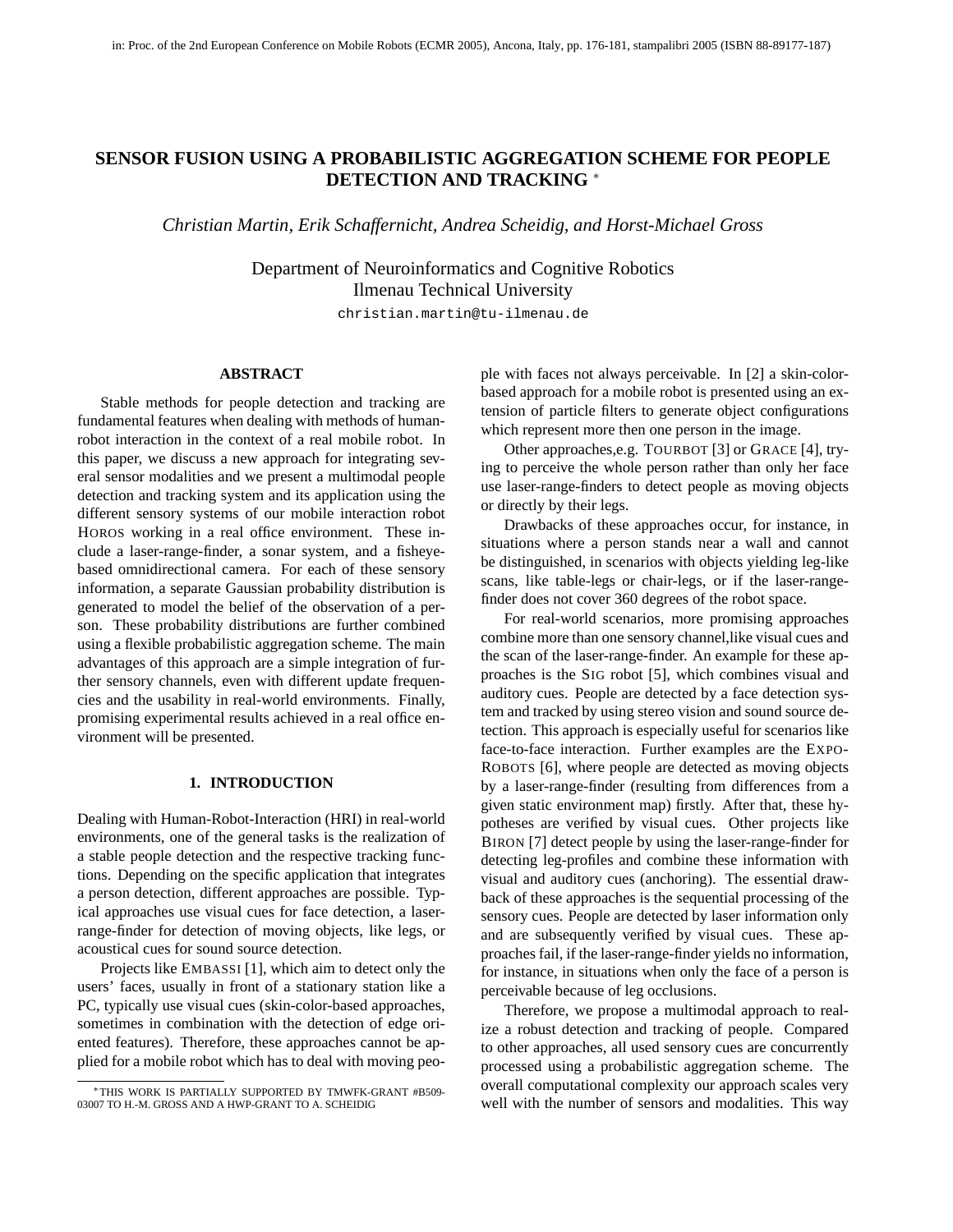in: Proc. of the 2nd European Conference on Mobile Robots (ECMR 2005), Ancona, Italy, pp. 176-181, stampalibri 2005 (ISBN 88-89177-187)

# SENSOR FUSION USING A PROBABILISTIC AGGREGATION SCHEME FOR PEOPLE DETECTION AND TRACKING *

*Christian Martin, Erik Schaffernicht, Andrea Scheidig, and Horst-Michael Gross*

Department of Neuroinformatics and Cognitive Robotics
Ilmenau Technical University
christian.martin@tu-ilmenau.de

## ABSTRACT

Stable methods for people detection and tracking are fundamental features when dealing with methods of human-robot interaction in the context of a real mobile robot. In this paper, we discuss a new approach for integrating several sensor modalities and we present a multimodal people detection and tracking system and its application using the different sensory systems of our mobile interaction robot HOROS working in a real office environment. These include a laser-range-finder, a sonar system, and a fisheye-based omnidirectional camera. For each of these sensory information, a separate Gaussian probability distribution is generated to model the belief of the observation of a person. These probability distributions are further combined using a flexible probabilistic aggregation scheme. The main advantages of this approach are a simple integration of further sensory channels, even with different update frequencies and the usability in real-world environments. Finally, promising experimental results achieved in a real office environment will be presented.

## 1. INTRODUCTION

Dealing with Human-Robot-Interaction (HRI) in real-world environments, one of the general tasks is the realization of a stable people detection and the respective tracking functions. Depending on the specific application that integrates a person detection, different approaches are possible. Typical approaches use visual cues for face detection, a laser-range-finder for detection of moving objects, like legs, or acoustical cues for sound source detection.

Projects like EMBASSI [1], which aim to detect only the users' faces, usually in front of a stationary station like a PC, typically use visual cues (skin-color-based approaches, sometimes in combination with the detection of edge oriented features). Therefore, these approaches cannot be applied for a mobile robot which has to deal with moving people with faces not always perceivable. In [2] a skin-color-based approach for a mobile robot is presented using an extension of particle filters to generate object configurations which represent more then one person in the image.

Other approaches,e.g. TOURBOT [3] or GRACE [4], trying to perceive the whole person rather than only her face use laser-range-finders to detect people as moving objects or directly by their legs.

Drawbacks of these approaches occur, for instance, in situations where a person stands near a wall and cannot be distinguished, in scenarios with objects yielding leg-like scans, like table-legs or chair-legs, or if the laser-range-finder does not cover 360 degrees of the robot space.

For real-world scenarios, more promising approaches combine more than one sensory channel,like visual cues and the scan of the laser-range-finder. An example for these approaches is the SIG robot [5], which combines visual and auditory cues. People are detected by a face detection system and tracked by using stereo vision and sound source detection. This approach is especially useful for scenarios like face-to-face interaction. Further examples are the EXPO-ROBOTS [6], where people are detected as moving objects by a laser-range-finder (resulting from differences from a given static environment map) firstly. After that, these hypotheses are verified by visual cues. Other projects like BIRON [7] detect people by using the laser-range-finder for detecting leg-profiles and combine these information with visual and auditory cues (anchoring). The essential drawback of these approaches is the sequential processing of the sensory cues. People are detected by laser information only and are subsequently verified by visual cues. These approaches fail, if the laser-range-finder yields no information, for instance, in situations when only the face of a person is perceivable because of leg occlusions.

Therefore, we propose a multimodal approach to realize a robust detection and tracking of people. Compared to other approaches, all used sensory cues are concurrently processed using a probabilistic aggregation scheme. The overall computational complexity our approach scales very well with the number of sensors and modalities. This way

*THIS WORK IS PARTIALLY SUPPORTED BY TMWFK-GRANT #B509-03007 TO H.-M. GROSS AND A HWP-GRANT TO A. SCHEIDIG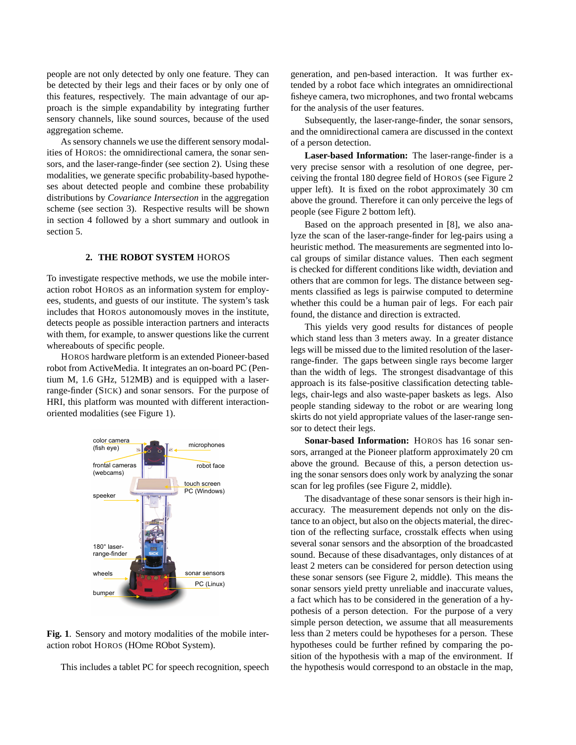people are not only detected by only one feature. They can be detected by their legs and their faces or by only one of this features, respectively. The main advantage of approach is the simple expandability by integrating further sensory channels, like sound sources, because of the used aggregation scheme.

As sensory channels we use the different sensory modalities of HOROS: the omnidirectional camera, the sonar sensors, and the laser-range-finder (see section 2). Using these modalities, we generate specific probability-based hypotheses about detected people and combine these probability distributions by *Covariance Intersection* in the aggregation scheme (see section 3). Respective results will be shown in section 4 followed by a short summary and outlook in section 5.

## 2. THE ROBOT SYSTEM HOROS

To investigate respective methods, we use the mobile interaction robot HOROS as an information system for employees, students, and guests of our institute. The system's task includes that HOROS autonomously moves in the institute, detects people as possible interaction partners and interacts with them, for example, to answer questions like the current whereabouts of specific people.

HOROS hardware pletform is an extended Pioneer-based robot from ActiveMedia. It integrates an on-board PC (Pentium M, 1.6 GHz, 512MB) and is equipped with a laser-range-finder (SICK) and sonar sensors. For the purpose of HRI, this platform was mounted with different interaction-oriented modalities (see Figure 1).

**Fig. 1**. Sensory and motory modalities of the mobile interaction robot HOROS (HOme RObot System).

This includes a tablet PC for speech recognition, speech generation, and pen-based interaction. It was further extended by a robot face which integrates an omnidirectional fisheye camera, two microphones, and two frontal webcams for the analysis of the user features.

Subsequently, the laser-range-finder, the sonar sensors, and the omnidirectional camera are discussed in the context of a person detection.

**Laser-based Information:** The laser-range-finder is a very precise sensor with a resolution of one degree, perceiving the frontal 180 degree field of HOROS (see Figure 2 upper left). It is fixed on the robot approximately 30 cm above the ground. Therefore it can only perceive the legs of people (see Figure 2 bottom left).

Based on the approach presented in [8], we also analyze the scan of the laser-range-finder for leg-pairs using a heuristic method. The measurements are segmented into local groups of similar distance values. Then each segment is checked for different conditions like width, deviation and others that are common for legs. The distance between segments classified as legs is pairwise computed to determine whether this could be a human pair of legs. For each pair found, the distance and direction is extracted.

This yields very good results for distances of people which stand less than 3 meters away. In a greater distance legs will be missed due to the limited resolution of the laser-range-finder. The gaps between single rays become larger than the width of legs. The strongest disadvantage of this approach is its false-positive classification detecting table-legs, chair-legs and also waste-paper baskets as legs. Also people standing sideway to the robot or are wearing long skirts do not yield appropriate values of the laser-range sensor to detect their legs.

**Sonar-based Information:** HOROS has 16 sonar sensors, arranged at the Pioneer platform approximately 20 cm above the ground. Because of this, a person detection using the sonar sensors does only work by analyzing the sonar scan for leg profiles (see Figure 2, middle).

The disadvantage of these sonar sensors is their high inaccuracy. The measurement depends not only on the distance to an object, but also on the objects material, the direction of the reflecting surface, crosstalk effects when using several sonar sensors and the absorption of the broadcasted sound. Because of these disadvantages, only distances of at least 2 meters can be considered for person detection using these sonar sensors (see Figure 2, middle). This means the sonar sensors yield pretty unreliable and inaccurate values, a fact which has to be considered in the generation of a hypothesis of a person detection. For the purpose of a very simple person detection, we assume that all measurements less than 2 meters could be hypotheses for a person. These hypotheses could be further refined by comparing the position of the hypothesis with a map of the environment. If the hypothesis would correspond to an obstacle in the map,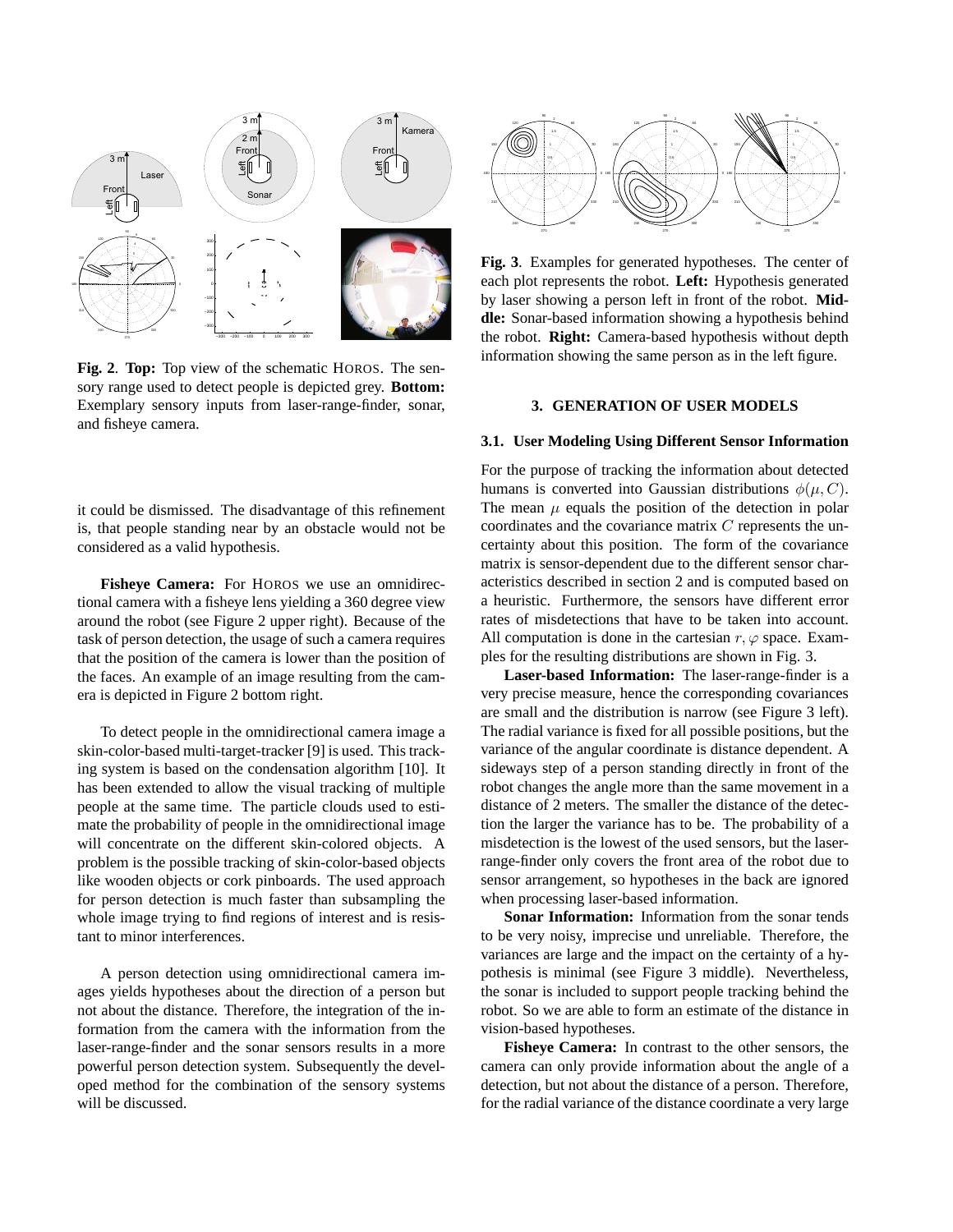**Fig. 2**. **Top:** Top view of the schematic HOROS. The sensory range used to detect people is depicted grey. **Bottom:** Exemplary sensory inputs from laser-range-finder, sonar, and fisheye camera.

it could be dismissed. The disadvantage of this refinement is, that people standing near by an obstacle would not be considered as a valid hypothesis.

**Fisheye Camera:** For HOROS we use an omnidirectional camera with a fisheye lens yielding a 360 degree view around the robot (see Figure 2 upper right). Because of the task of person detection, the usage of such a camera requires that the position of the camera is lower than the position of the faces. An example of an image resulting from the camera is depicted in Figure 2 bottom right.

To detect people in the omnidirectional camera image a skin-color-based multi-target-tracker [9] is used. This tracking system is based on the condensation algorithm [10]. It has been extended to allow the visual tracking of multiple people at the same time. The particle clouds used to estimate the probability of people in the omnidirectional image will concentrate on the different skin-colored objects. A problem is the possible tracking of skin-color-based objects like wooden objects or cork pinboards. The used approach for person detection is much faster than subsampling the whole image trying to find regions of interest and is resistant to minor interferences.

A person detection using omnidirectional camera images yields hypotheses about the direction of a person but not about the distance. Therefore, the integration of the information from the camera with the information from the laser-range-finder and the sonar sensors results in a more powerful person detection system. Subsequently the developed method for the combination of the sensory systems will be discussed.

**Fig. 3**. Examples for generated hypotheses. The center of each plot represents the robot. **Left:** Hypothesis generated by laser showing a person left in front of the robot. **Middle:** Sonar-based information showing a hypothesis behind the robot. **Right:** Camera-based hypothesis without depth information showing the same person as in the left figure.

## 3. GENERATION OF USER MODELS

### 3.1. User Modeling Using Different Sensor Information

For the purpose of tracking the information about detected humans is converted into Gaussian distributions $\phi(\mu, C)$. The mean $\mu$ equals the position of the detection in polar coordinates and the covariance matrix $C$ represents the uncertainty about this position. The form of the covariance matrix is sensor-dependent due to the different sensor characteristics described in section 2 and is computed based on a heuristic. Furthermore, the sensors have different error rates of misdetections that have to be taken into account. All computation is done in the cartesian $r, \varphi$ space. Examples for the resulting distributions are shown in Fig. 3.

**Laser-based Information:** The laser-range-finder is a very precise measure, hence the corresponding covariances are small and the distribution is narrow (see Figure 3 left). The radial variance is fixed for all possible positions, but the variance of the angular coordinate is distance dependent. A sideways step of a person standing directly in front of the robot changes the angle more than the same movement in a distance of 2 meters. The smaller the distance of the detection the larger the variance has to be. The probability of a misdetection is the lowest of the used sensors, but the laser-range-finder only covers the front area of the robot due to sensor arrangement, so hypotheses in the back are ignored when processing laser-based information.

**Sonar Information:** Information from the sonar tends to be very noisy, imprecise und unreliable. Therefore, the variances are large and the impact on the certainty of a hypothesis is minimal (see Figure 3 middle). Nevertheless, the sonar is included to support people tracking behind the robot. So we are able to form an estimate of the distance in vision-based hypotheses.

**Fisheye Camera:** In contrast to the other sensors, the camera can only provide information about the angle of a detection, but not about the distance of a person. Therefore, for the radial variance of the distance coordinate a very large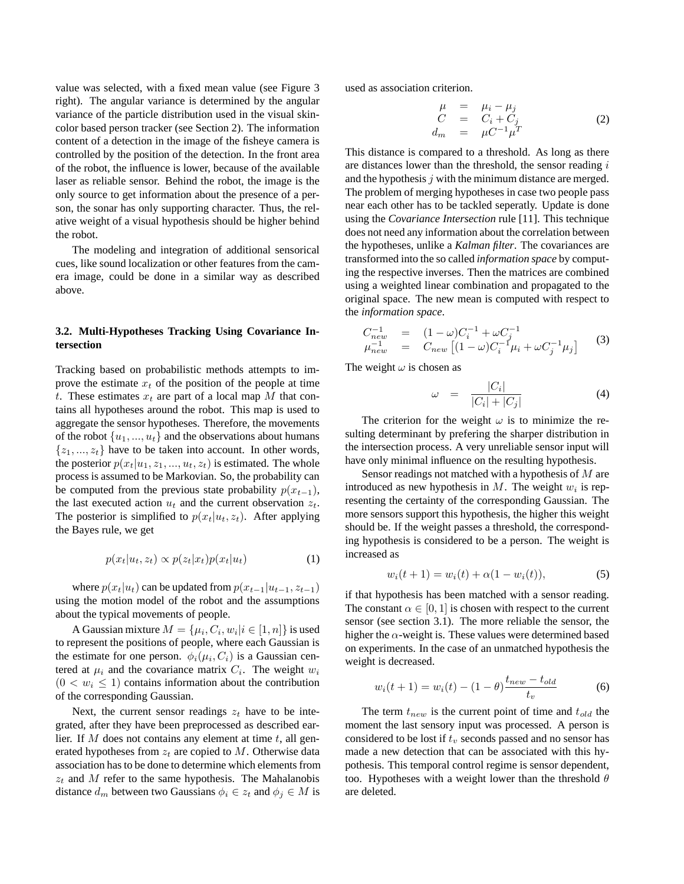value was selected, with a fixed mean value (see Figure 3 right). The angular variance is determined by the angular variance of the particle distribution used in the visual skin-color based person tracker (see Section 2). The information content of a detection in the image of the fisheye camera is controlled by the position of the detection. In the front area of the robot, the influence is lower, because of the available laser as reliable sensor. Behind the robot, the image is the only source to get information about the presence of a person, the sonar has only supporting character. Thus, the relative weight of a visual hypothesis should be higher behind the robot.

The modeling and integration of additional sensorical cues, like sound localization or other features from the camera image, could be done in a similar way as described above.

### 3.2. Multi-Hypotheses Tracking Using Covariance Intersection

Tracking based on probabilistic methods attempts to improve the estimate $x_t$ of the position of the people at time $t$. These estimates $x_t$ are part of a local map $M$ that contains all hypotheses around the robot. This map is used to aggregate the sensor hypotheses. Therefore, the movements of the robot $\{u_1, ..., u_t\}$ and the observations about humans $\{z_1, ..., z_t\}$ have to be taken into account. In other words, the posterior $p(x_t|u_1, z_1, ..., u_t, z_t)$ is estimated. The whole process is assumed to be Markovian. So, the probability can be computed from the previous state probability $p(x_{t-1})$, the last executed action $u_t$ and the current observation $z_t$. The posterior is simplified to $p(x_t|u_t, z_t)$. After applying the Bayes rule, we get

$$p(x_t|u_t, z_t) \propto p(z_t|x_t)p(x_t|u_t) \tag{1}$$

where $p(x_t|u_t)$ can be updated from $p(x_{t-1}|u_{t-1}, z_{t-1})$ using the motion model of the robot and the assumptions about the typical movements of people.

A Gaussian mixture $M = \{\mu_i, C_i, w_i | i \in [1, n]\}$ is used to represent the positions of people, where each Gaussian is the estimate for one person. $\phi_i(\mu_i, C_i)$ is a Gaussian centered at $\mu_i$ and the covariance matrix $C_i$. The weight $w_i$ $(0 < w_i \leq 1)$ contains information about the contribution of the corresponding Gaussian.

Next, the current sensor readings $z_t$ have to be integrated, after they have been preprocessed as described earlier. If $M$ does not contains any element at time $t$, all generated hypotheses from $z_t$ are copied to $M$. Otherwise data association has to be done to determine which elements from $z_t$ and $M$ refer to the same hypothesis. The Mahalanobis distance $d_m$ between two Gaussians $\phi_i \in z_t$ and $\phi_j \in M$ is used as association criterion.

$$\begin{aligned} \mu &= \mu_i - \mu_j \\ C &= C_i + C_j \\ d_m &= \mu C^{-1} \mu^T \end{aligned} \tag{2}$$

This distance is compared to a threshold. As long as there are distances lower than the threshold, the sensor reading $i$ and the hypothesis $j$ with the minimum distance are merged. The problem of merging hypotheses in case two people pass near each other has to be tackled seperatly. Update is done using the *Covariance Intersection* rule [11]. This technique does not need any information about the correlation between the hypotheses, unlike a *Kalman filter*. The covariances are transformed into the so called *information space* by computing the respective inverses. Then the matrices are combined using a weighted linear combination and propagated to the original space. The new mean is computed with respect to the *information space*.

$$\begin{aligned} C_{new}^{-1} &= (1-\omega)C_i^{-1} + \omega C_j^{-1} \\ \mu_{new}^{-1} &= C_{new}\left[(1-\omega)C_i^{-1}\mu_i + \omega C_j^{-1}\mu_j\right] \end{aligned} \tag{3}$$

The weight $\omega$ is chosen as

$$\omega = \frac{|C_i|}{|C_i| + |C_j|} \tag{4}$$

The criterion for the weight $\omega$ is to minimize the resulting determinant by prefering the sharper distribution in the intersection process. A very unreliable sensor input will have only minimal influence on the resulting hypothesis.

Sensor readings not matched with a hypothesis of $M$ are introduced as new hypothesis in $M$. The weight $w_i$ is representing the certainty of the corresponding Gaussian. The more sensors support this hypothesis, the higher this weight should be. If the weight passes a threshold, the corresponding hypothesis is considered to be a person. The weight is increased as

$$w_i(t+1) = w_i(t) + \alpha(1 - w_i(t)), \tag{5}$$

if that hypothesis has been matched with a sensor reading. The constant $\alpha \in [0, 1]$ is chosen with respect to the current sensor (see section 3.1). The more reliable the sensor, the higher the $\alpha$-weight is. These values were determined based on experiments. In the case of an unmatched hypothesis the weight is decreased.

$$w_i(t+1) = w_i(t) - (1-\theta)\frac{t_{new} - t_{old}}{t_v} \tag{6}$$

The term $t_{new}$ is the current point of time and $t_{old}$ the moment the last sensory input was processed. A person is considered to be lost if $t_v$ seconds passed and no sensor has made a new detection that can be associated with this hypothesis. This temporal control regime is sensor dependent, too. Hypotheses with a weight lower than the threshold $\theta$ are deleted.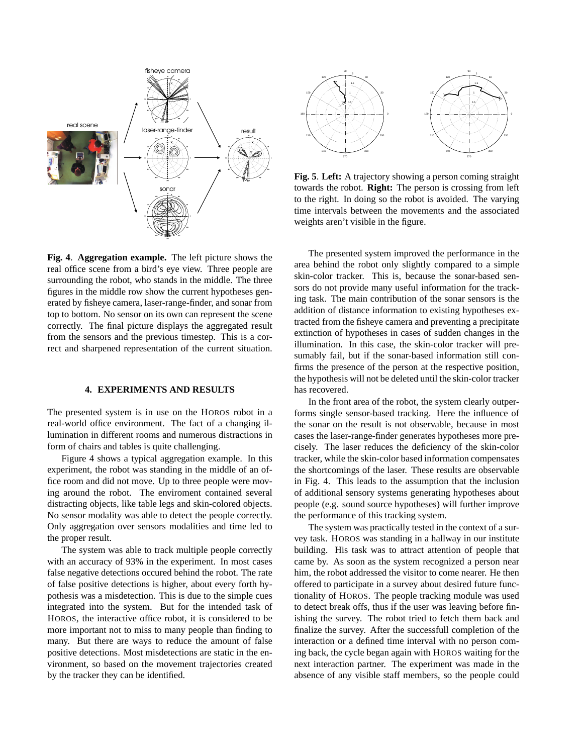**Fig. 4**. **Aggregation example.** The left picture shows the real office scene from a bird's eye view. Three people are surrounding the robot, who stands in the middle. The three figures in the middle row show the current hypotheses generated by fisheye camera, laser-range-finder, and sonar from top to bottom. No sensor on its own can represent the scene correctly. The final picture displays the aggregated result from the sensors and the previous timestep. This is a correct and sharpened representation of the current situation.

## 4. EXPERIMENTS AND RESULTS

The presented system is in use on the HOROS robot in a real-world office environment. The fact of a changing illumination in different rooms and numerous distractions in form of chairs and tables is quite challenging.

Figure 4 shows a typical aggregation example. In this experiment, the robot was standing in the middle of an office room and did not move. Up to three people were moving around the robot. The enviroment contained several distracting objects, like table legs and skin-colored objects. No sensor modality was able to detect the people correctly. Only aggregation over sensors modalities and time led to the proper result.

The system was able to track multiple people correctly with an accuracy of 93% in the experiment. In most cases false negative detections occured behind the robot. The rate of false positive detections is higher, about every forth hypothesis was a misdetection. This is due to the simple cues integrated into the system. But for the intended task of HOROS, the interactive office robot, it is considered to be more important not to miss to many people than finding to many. But there are ways to reduce the amount of false positive detections. Most misdetections are static in the environment, so based on the movement trajectories created by the tracker they can be identified.

**Fig. 5**. **Left:** A trajectory showing a person coming straight towards the robot. **Right:** The person is crossing from left to the right. In doing so the robot is avoided. The varying time intervals between the movements and the associated weights aren't visible in the figure.

The presented system improved the performance in the area behind the robot only slightly compared to a simple skin-color tracker. This is, because the sonar-based sensors do not provide many useful information for the tracking task. The main contribution of the sonar sensors is the addition of distance information to existing hypotheses extracted from the fisheye camera and preventing a precipitate extinction of hypotheses in cases of sudden changes in the illumination. In this case, the skin-color tracker will presumably fail, but if the sonar-based information still confirms the presence of the person at the respective position, the hypothesis will not be deleted until the skin-color tracker has recovered.

In the front area of the robot, the system clearly outperforms single sensor-based tracking. Here the influence of the sonar on the result is not observable, because in most cases the laser-range-finder generates hypotheses more precisely. The laser reduces the deficiency of the skin-color tracker, while the skin-color based information compensates the shortcomings of the laser. These results are observable in Fig. 4. This leads to the assumption that the inclusion of additional sensory systems generating hypotheses about people (e.g. sound source hypotheses) will further improve the performance of this tracking system.

The system was practically tested in the context of a survey task. HOROS was standing in a hallway in our institute building. His task was to attract attention of people that came by. As soon as the system recognized a person near him, the robot addressed the visitor to come nearer. He then offered to participate in a survey about desired future functionality of HOROS. The people tracking module was used to detect break offs, thus if the user was leaving before finishing the survey. The robot tried to fetch them back and finalize the survey. After the successfull completion of the interaction or a defined time interval with no person coming back, the cycle began again with HOROS waiting for the next interaction partner. The experiment was made in the absence of any visible staff members, so the people could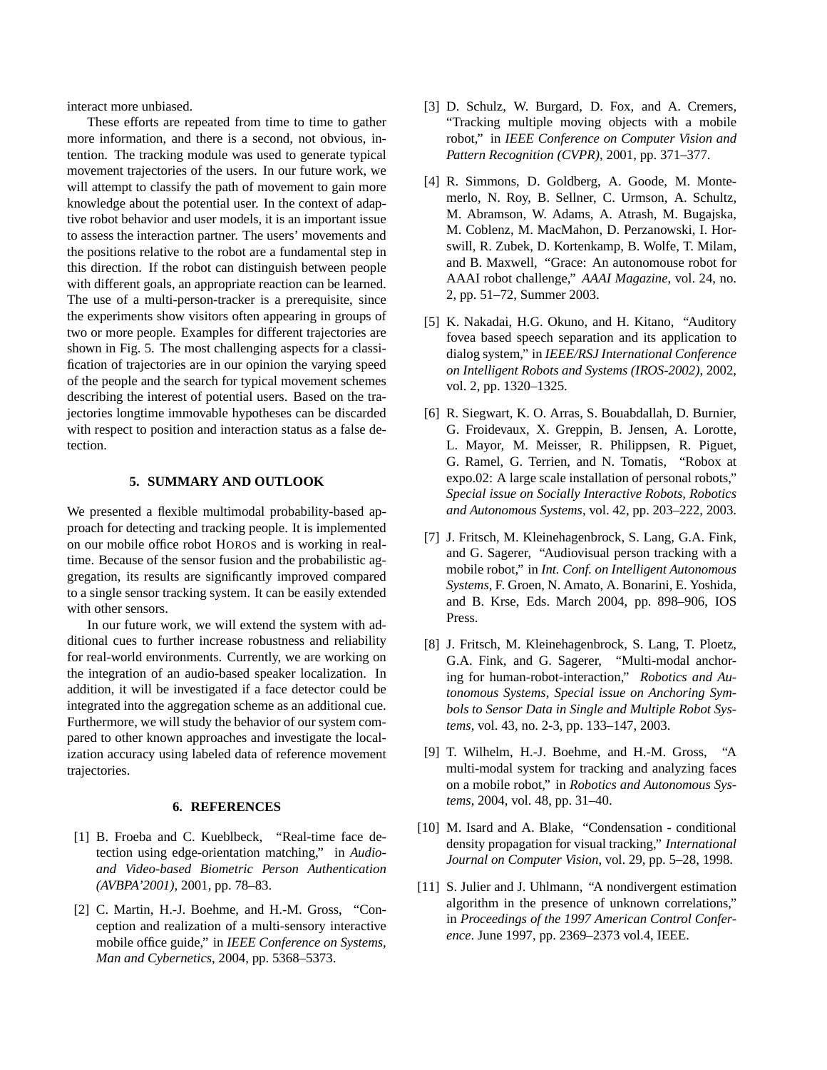interact more unbiased.

These efforts are repeated from time to time to gather more information, and there is a second, not obvious, intention. The tracking module was used to generate typical movement trajectories of the users. In our future work, we will attempt to classify the path of movement to gain more knowledge about the potential user. In the context of adaptive robot behavior and user models, it is an important issue to assess the interaction partner. The users' movements and the positions relative to the robot are a fundamental step in this direction. If the robot can distinguish between people with different goals, an appropriate reaction can be learned. The use of a multi-person-tracker is a prerequisite, since the experiments show visitors often appearing in groups of two or more people. Examples for different trajectories are shown in Fig. 5. The most challenging aspects for a classification of trajectories are in our opinion the varying speed of the people and the search for typical movement schemes describing the interest of potential users. Based on the trajectories longtime immovable hypotheses can be discarded with respect to position and interaction status as a false detection.

## 5. SUMMARY AND OUTLOOK

We presented a flexible multimodal probability-based approach for detecting and tracking people. It is implemented on our mobile office robot HOROS and is working in real-time. Because of the sensor fusion and the probabilistic aggregation, its results are significantly improved compared to a single sensor tracking system. It can be easily extended with other sensors.

In our future work, we will extend the system with additional cues to further increase robustness and reliability for real-world environments. Currently, we are working on the integration of an audio-based speaker localization. In addition, it will be investigated if a face detector could be integrated into the aggregation scheme as an additional cue. Furthermore, we will study the behavior of our system compared to other known approaches and investigate the localization accuracy using labeled data of reference movement trajectories.

## 6. REFERENCES

[1] B. Froeba and C. Kueblbeck, "Real-time face detection using edge-orientation matching," in *Audio- and Video-based Biometric Person Authentication (AVBPA'2001)*, 2001, pp. 78–83.

[2] C. Martin, H.-J. Boehme, and H.-M. Gross, "Conception and realization of a multi-sensory interactive mobile office guide," in *IEEE Conference on Systems, Man and Cybernetics*, 2004, pp. 5368–5373.

[3] D. Schulz, W. Burgard, D. Fox, and A. Cremers, "Tracking multiple moving objects with a mobile robot," in *IEEE Conference on Computer Vision and Pattern Recognition (CVPR)*, 2001, pp. 371–377.

[4] R. Simmons, D. Goldberg, A. Goode, M. Montemerlo, N. Roy, B. Sellner, C. Urmson, A. Schultz, M. Abramson, W. Adams, A. Atrash, M. Bugajska, M. Coblenz, M. MacMahon, D. Perzanowski, I. Horswill, R. Zubek, D. Kortenkamp, B. Wolfe, T. Milam, and B. Maxwell, "Grace: An autonomouse robot for AAAI robot challenge," *AAAI Magazine*, vol. 24, no. 2, pp. 51–72, Summer 2003.

[5] K. Nakadai, H.G. Okuno, and H. Kitano, "Auditory fovea based speech separation and its application to dialog system," in *IEEE/RSJ International Conference on Intelligent Robots and Systems (IROS-2002)*, 2002, vol. 2, pp. 1320–1325.

[6] R. Siegwart, K. O. Arras, S. Bouabdallah, D. Burnier, G. Froidevaux, X. Greppin, B. Jensen, A. Lorotte, L. Mayor, M. Meisser, R. Philippsen, R. Piguet, G. Ramel, G. Terrien, and N. Tomatis, "Robox at expo.02: A large scale installation of personal robots," *Special issue on Socially Interactive Robots, Robotics and Autonomous Systems*, vol. 42, pp. 203–222, 2003.

[7] J. Fritsch, M. Kleinehagenbrock, S. Lang, G.A. Fink, and G. Sagerer, "Audiovisual person tracking with a mobile robot," in *Int. Conf. on Intelligent Autonomous Systems*, F. Groen, N. Amato, A. Bonarini, E. Yoshida, and B. Krse, Eds. March 2004, pp. 898–906, IOS Press.

[8] J. Fritsch, M. Kleinehagenbrock, S. Lang, T. Ploetz, G.A. Fink, and G. Sagerer, "Multi-modal anchoring for human-robot-interaction," *Robotics and Autonomous Systems, Special issue on Anchoring Symbols to Sensor Data in Single and Multiple Robot Systems*, vol. 43, no. 2-3, pp. 133–147, 2003.

[9] T. Wilhelm, H.-J. Boehme, and H.-M. Gross, "A multi-modal system for tracking and analyzing faces on a mobile robot," in *Robotics and Autonomous Systems*, 2004, vol. 48, pp. 31–40.

[10] M. Isard and A. Blake, "Condensation - conditional density propagation for visual tracking," *International Journal on Computer Vision*, vol. 29, pp. 5–28, 1998.

[11] S. Julier and J. Uhlmann, "A nondivergent estimation algorithm in the presence of unknown correlations," in *Proceedings of the 1997 American Control Conference*. June 1997, pp. 2369–2373 vol.4, IEEE.